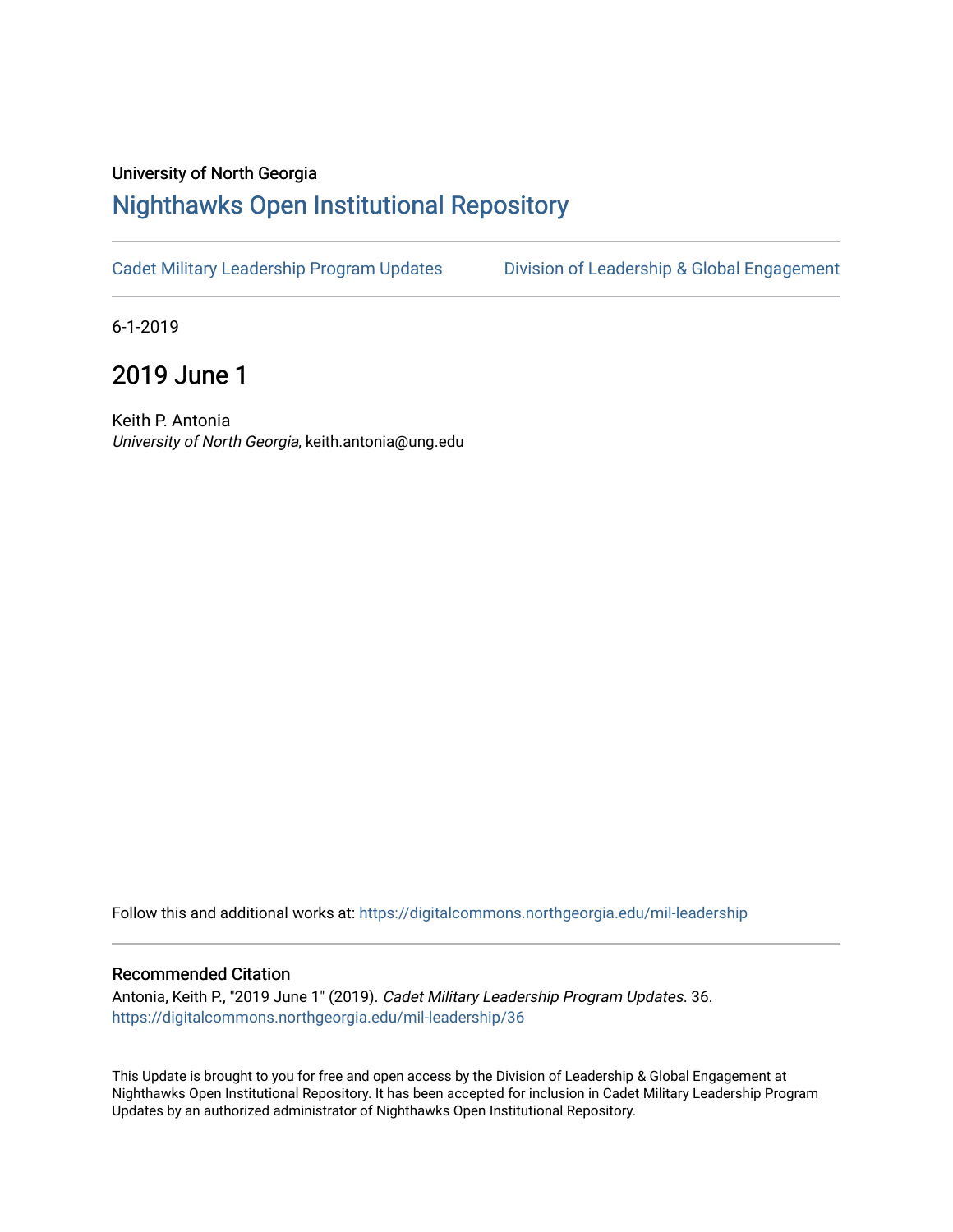University of North Georgia

# Nighthawks Open Institutional Repository

Cadet Military Leadership Program Updates | Division of Leadership & Global Engagement

6-1-2019

## 2019 June 1

Keith P. Antonia
*University of North Georgia*, keith.antonia@ung.edu

Follow this and additional works at: https://digitalcommons.northgeorgia.edu/mil-leadership

### Recommended Citation

Antonia, Keith P., "2019 June 1" (2019). *Cadet Military Leadership Program Updates*. 36.
https://digitalcommons.northgeorgia.edu/mil-leadership/36

This Update is brought to you for free and open access by the Division of Leadership & Global Engagement at Nighthawks Open Institutional Repository. It has been accepted for inclusion in Cadet Military Leadership Program Updates by an authorized administrator of Nighthawks Open Institutional Repository.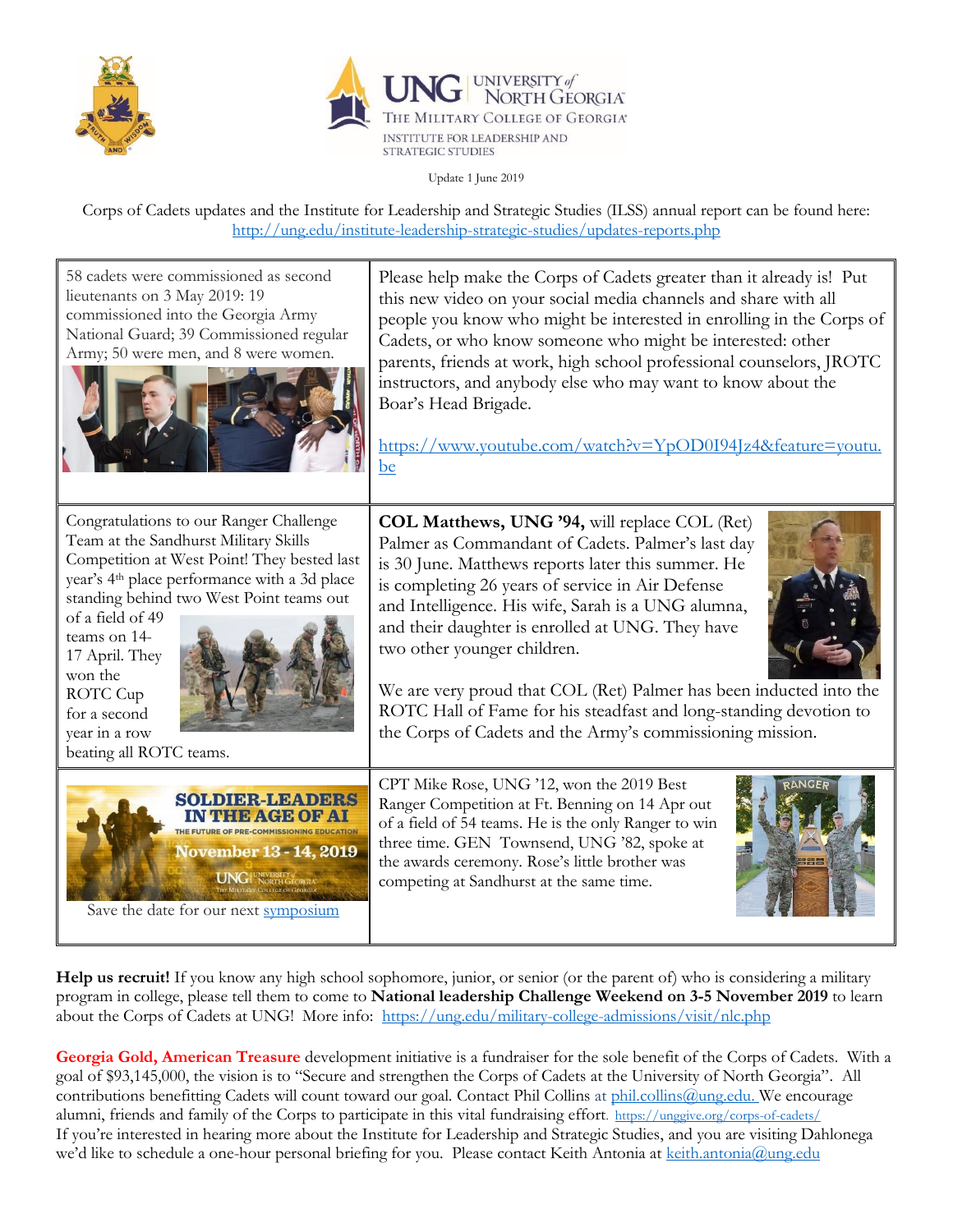Update 1 June 2019

Corps of Cadets updates and the Institute for Leadership and Strategic Studies (ILSS) annual report can be found here: http://ung.edu/institute-leadership-strategic-studies/updates-reports.php

58 cadets were commissioned as second lieutenants on 3 May 2019: 19 commissioned into the Georgia Army National Guard; 39 Commissioned regular Army; 50 were men, and 8 were women.

Please help make the Corps of Cadets greater than it already is! Put this new video on your social media channels and share with all people you know who might be interested in enrolling in the Corps of Cadets, or who know someone who might be interested: other parents, friends at work, high school professional counselors, JROTC instructors, and anybody else who may want to know about the Boar's Head Brigade.

https://www.youtube.com/watch?v=YpOD0I94Jz4&feature=youtu.be

Congratulations to our Ranger Challenge Team at the Sandhurst Military Skills Competition at West Point! They bested last year's 4th place performance with a 3d place standing behind two West Point teams out of a field of 49 teams on 14-17 April. They won the ROTC Cup for a second year in a row beating all ROTC teams.

**COL Matthews, UNG '94,** will replace COL (Ret) Palmer as Commandant of Cadets. Palmer's last day is 30 June. Matthews reports later this summer. He is completing 26 years of service in Air Defense and Intelligence. His wife, Sarah is a UNG alumna, and their daughter is enrolled at UNG. They have two other younger children.

We are very proud that COL (Ret) Palmer has been inducted into the ROTC Hall of Fame for his steadfast and long-standing devotion to the Corps of Cadets and the Army's commissioning mission.

SOLDIER-LEADERS IN THE AGE OF AI
THE FUTURE OF PRE-COMMISSIONING EDUCATION
November 13 - 14, 2019

Save the date for our next symposium

CPT Mike Rose, UNG '12, won the 2019 Best Ranger Competition at Ft. Benning on 14 Apr out of a field of 54 teams. He is the only Ranger to win three time. GEN Townsend, UNG '82, spoke at the awards ceremony. Rose's little brother was competing at Sandhurst at the same time.

**Help us recruit!** If you know any high school sophomore, junior, or senior (or the parent of) who is considering a military program in college, please tell them to come to **National leadership Challenge Weekend on 3-5 November 2019** to learn about the Corps of Cadets at UNG! More info: https://ung.edu/military-college-admissions/visit/nlc.php

**Georgia Gold, American Treasure** development initiative is a fundraiser for the sole benefit of the Corps of Cadets. With a goal of $93,145,000, the vision is to "Secure and strengthen the Corps of Cadets at the University of North Georgia". All contributions benefitting Cadets will count toward our goal. Contact Phil Collins at phil.collins@ung.edu. We encourage alumni, friends and family of the Corps to participate in this vital fundraising effort. https://unggive.org/corps-of-cadets/

If you're interested in hearing more about the Institute for Leadership and Strategic Studies, and you are visiting Dahlonega we'd like to schedule a one-hour personal briefing for you. Please contact Keith Antonia at keith.antonia@ung.edu